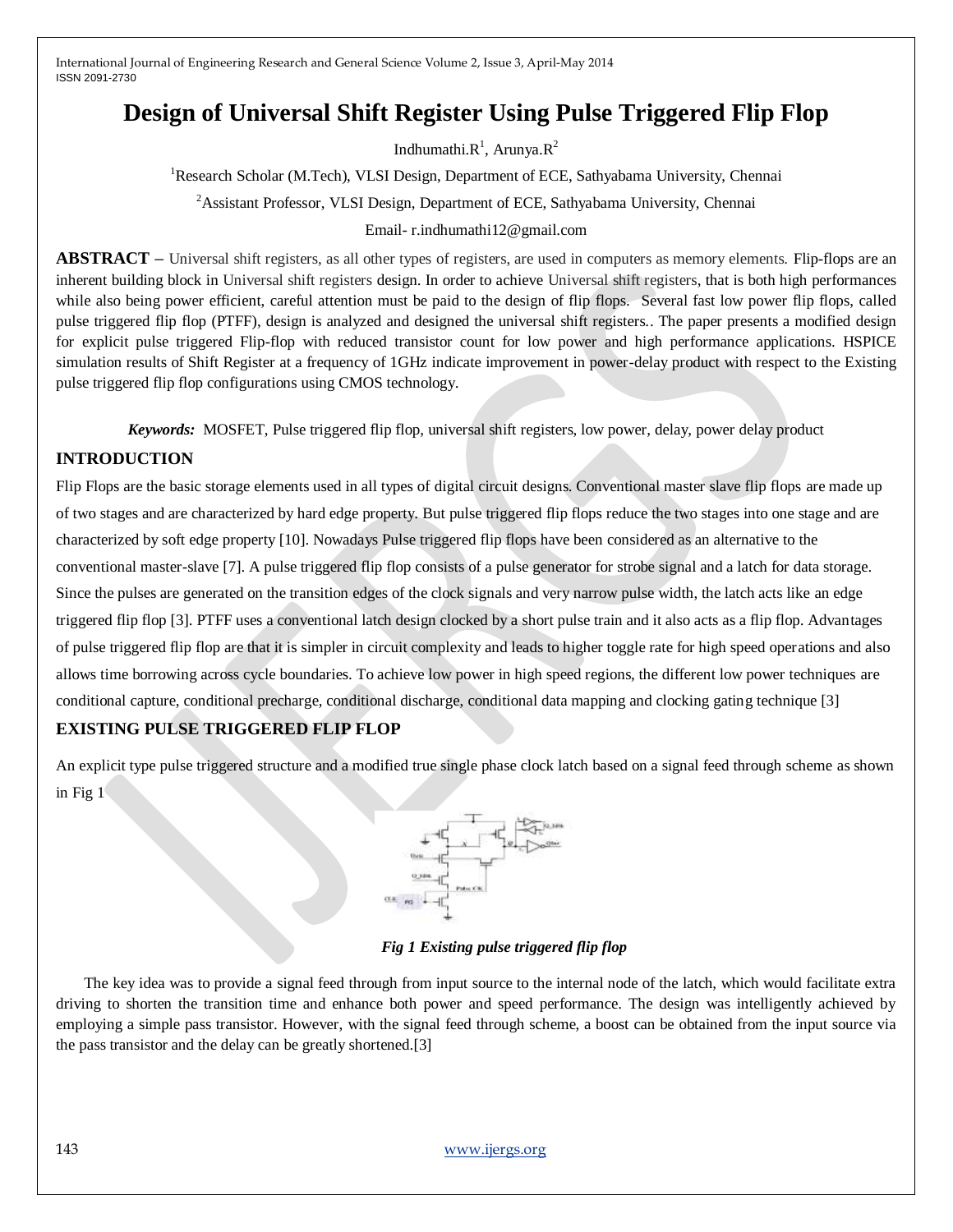# Design of Universal Shift Register Using Pulse Triggered Flip Flop

Indhumathi.R[1], Arunya.R[2]

[1]Research Scholar (M.Tech), VLSI Design, Department of ECE, Sathyabama University, Chennai

[2]Assistant Professor, VLSI Design, Department of ECE, Sathyabama University, Chennai

Email- r.indhumathi12@gmail.com

**ABSTRACT –** Universal shift registers, as all other types of registers, are used in computers as memory elements. Flip-flops are an inherent building block in Universal shift registers design. In order to achieve Universal shift registers, that is both high performances while also being power efficient, careful attention must be paid to the design of flip flops. Several fast low power flip flops, called pulse triggered flip flop (PTFF), design is analyzed and designed the universal shift registers.. The paper presents a modified design for explicit pulse triggered Flip-flop with reduced transistor count for low power and high performance applications. HSPICE simulation results of Shift Register at a frequency of 1GHz indicate improvement in power-delay product with respect to the Existing pulse triggered flip flop configurations using CMOS technology.

***Keywords:*** MOSFET, Pulse triggered flip flop, universal shift registers, low power, delay, power delay product

## INTRODUCTION

Flip Flops are the basic storage elements used in all types of digital circuit designs. Conventional master slave flip flops are made up of two stages and are characterized by hard edge property. But pulse triggered flip flops reduce the two stages into one stage and are characterized by soft edge property [10]. Nowadays Pulse triggered flip flops have been considered as an alternative to the conventional master-slave [7]. A pulse triggered flip flop consists of a pulse generator for strobe signal and a latch for data storage. Since the pulses are generated on the transition edges of the clock signals and very narrow pulse width, the latch acts like an edge triggered flip flop [3]. PTFF uses a conventional latch design clocked by a short pulse train and it also acts as a flip flop. Advantages of pulse triggered flip flop are that it is simpler in circuit complexity and leads to higher toggle rate for high speed operations and also allows time borrowing across cycle boundaries. To achieve low power in high speed regions, the different low power techniques are conditional capture, conditional precharge, conditional discharge, conditional data mapping and clocking gating technique [3]

## EXISTING PULSE TRIGGERED FLIP FLOP

An explicit type pulse triggered structure and a modified true single phase clock latch based on a signal feed through scheme as shown in Fig 1

*Fig 1 Existing pulse triggered flip flop*

The key idea was to provide a signal feed through from input source to the internal node of the latch, which would facilitate extra driving to shorten the transition time and enhance both power and speed performance. The design was intelligently achieved by employing a simple pass transistor. However, with the signal feed through scheme, a boost can be obtained from the input source via the pass transistor and the delay can be greatly shortened.[3]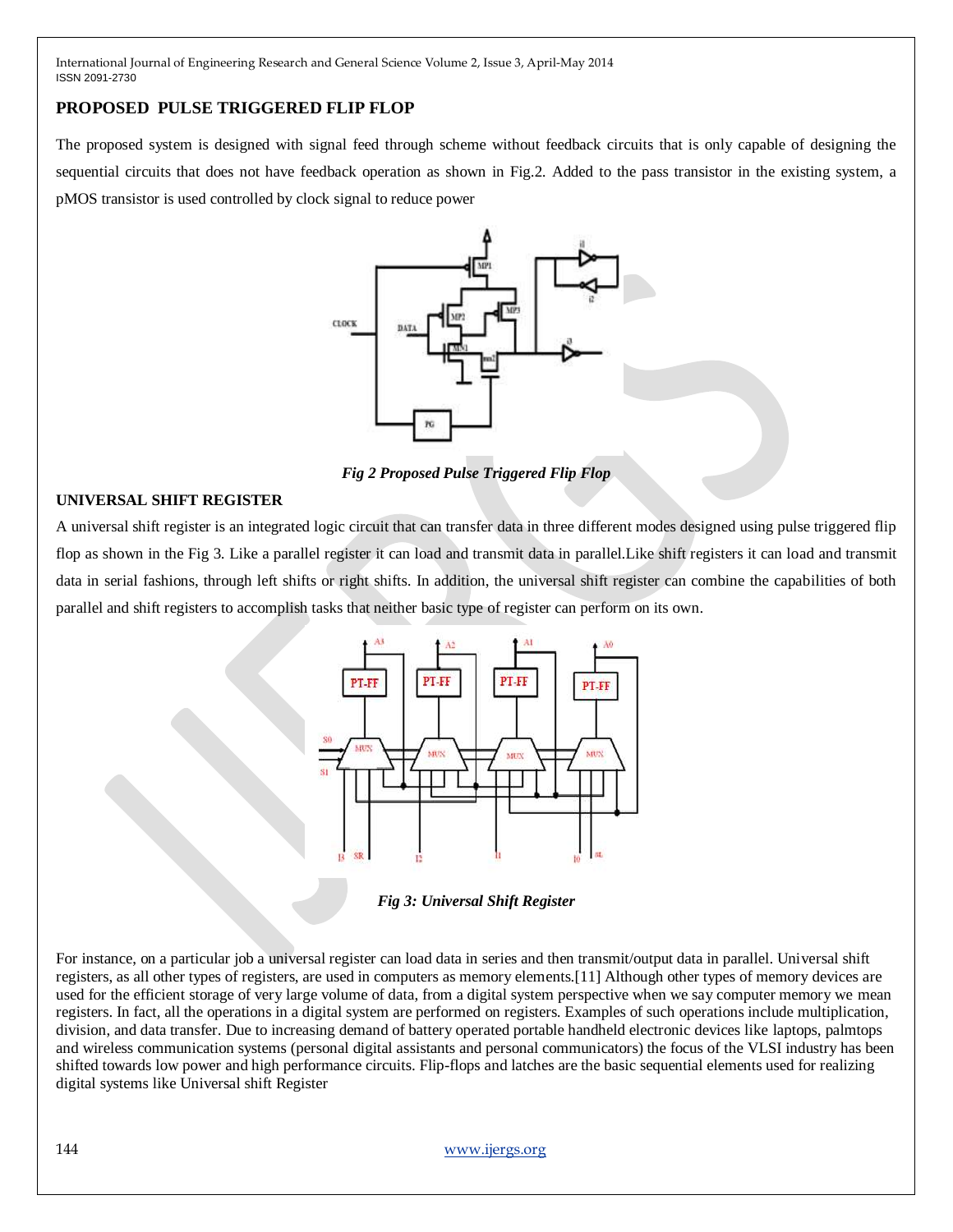## PROPOSED PULSE TRIGGERED FLIP FLOP

The proposed system is designed with signal feed through scheme without feedback circuits that is only capable of designing the sequential circuits that does not have feedback operation as shown in Fig.2. Added to the pass transistor in the existing system, a pMOS transistor is used controlled by clock signal to reduce power

*Fig 2 Proposed Pulse Triggered Flip Flop*

## UNIVERSAL SHIFT REGISTER

A universal shift register is an integrated logic circuit that can transfer data in three different modes designed using pulse triggered flip flop as shown in the Fig 3. Like a parallel register it can load and transmit data in parallel.Like shift registers it can load and transmit data in serial fashions, through left shifts or right shifts. In addition, the universal shift register can combine the capabilities of both parallel and shift registers to accomplish tasks that neither basic type of register can perform on its own.

*Fig 3: Universal Shift Register*

For instance, on a particular job a universal register can load data in series and then transmit/output data in parallel. Universal shift registers, as all other types of registers, are used in computers as memory elements.[11] Although other types of memory devices are used for the efficient storage of very large volume of data, from a digital system perspective when we say computer memory we mean registers. In fact, all the operations in a digital system are performed on registers. Examples of such operations include multiplication, division, and data transfer. Due to increasing demand of battery operated portable handheld electronic devices like laptops, palmtops and wireless communication systems (personal digital assistants and personal communicators) the focus of the VLSI industry has been shifted towards low power and high performance circuits. Flip-flops and latches are the basic sequential elements used for realizing digital systems like Universal shift Register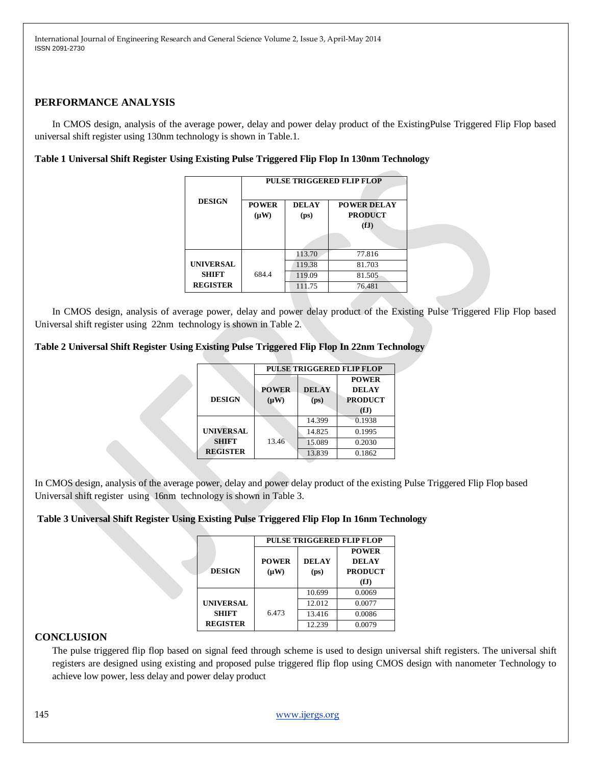## PERFORMANCE ANALYSIS

In CMOS design, analysis of the average power, delay and power delay product of the ExistingPulse Triggered Flip Flop based universal shift register using 130nm technology is shown in Table.1.

**Table 1 Universal Shift Register Using Existing Pulse Triggered Flip Flop In 130nm Technology**

| DESIGN | PULSE TRIGGERED FLIP FLOP | | |
|---|---|---|---|
| | POWER (μW) | DELAY (ps) | POWER DELAY PRODUCT (fJ) |
| UNIVERSAL SHIFT REGISTER | 684.4 | 113.70 | 77.816 |
| | | 119.38 | 81.703 |
| | | 119.09 | 81.505 |
| | | 111.75 | 76.481 |

In CMOS design, analysis of average power, delay and power delay product of the Existing Pulse Triggered Flip Flop based Universal shift register using 22nm technology is shown in Table 2.

**Table 2 Universal Shift Register Using Existing Pulse Triggered Flip Flop In 22nm Technology**

| DESIGN | PULSE TRIGGERED FLIP FLOP | | |
|---|---|---|---|
| | POWER (μW) | DELAY (ps) | POWER DELAY PRODUCT (fJ) |
| UNIVERSAL SHIFT REGISTER | 13.46 | 14.399 | 0.1938 |
| | | 14.825 | 0.1995 |
| | | 15.089 | 0.2030 |
| | | 13.839 | 0.1862 |

In CMOS design, analysis of the average power, delay and power delay product of the existing Pulse Triggered Flip Flop based Universal shift register using 16nm technology is shown in Table 3.

**Table 3 Universal Shift Register Using Existing Pulse Triggered Flip Flop In 16nm Technology**

| DESIGN | PULSE TRIGGERED FLIP FLOP | | |
|---|---|---|---|
| | POWER (μW) | DELAY (ps) | POWER DELAY PRODUCT (fJ) |
| UNIVERSAL SHIFT REGISTER | 6.473 | 10.699 | 0.0069 |
| | | 12.012 | 0.0077 |
| | | 13.416 | 0.0086 |
| | | 12.239 | 0.0079 |

## CONCLUSION

The pulse triggered flip flop based on signal feed through scheme is used to design universal shift registers. The universal shift registers are designed using existing and proposed pulse triggered flip flop using CMOS design with nanometer Technology to achieve low power, less delay and power delay product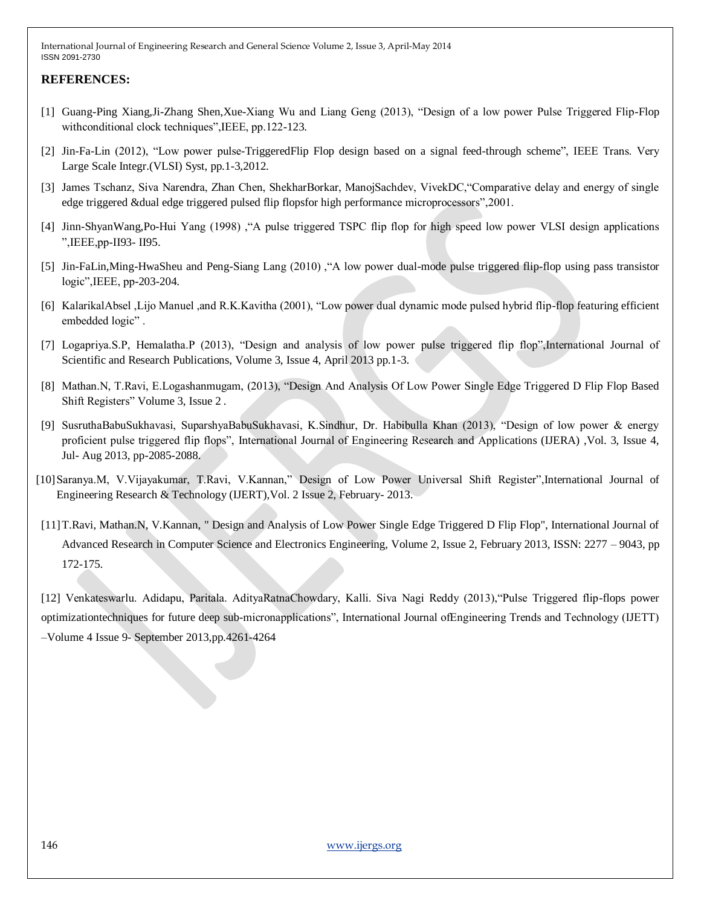## REFERENCES:

[1] Guang-Ping Xiang,Ji-Zhang Shen,Xue-Xiang Wu and Liang Geng (2013), "Design of a low power Pulse Triggered Flip-Flop withconditional clock techniques",IEEE, pp.122-123.

[2] Jin-Fa-Lin (2012), "Low power pulse-TriggeredFlip Flop design based on a signal feed-through scheme", IEEE Trans. Very Large Scale Integr.(VLSI) Syst, pp.1-3,2012.

[3] James Tschanz, Siva Narendra, Zhan Chen, ShekharBorkar, ManojSachdev, VivekDC,"Comparative delay and energy of single edge triggered &dual edge triggered pulsed flip flopsfor high performance microprocessors",2001.

[4] Jinn-ShyanWang,Po-Hui Yang (1998) ,"A pulse triggered TSPC flip flop for high speed low power VLSI design applications ",IEEE,pp-II93- II95.

[5] Jin-FaLin,Ming-HwaSheu and Peng-Siang Lang (2010) ,"A low power dual-mode pulse triggered flip-flop using pass transistor logic",IEEE, pp-203-204.

[6] KalarikalAbsel ,Lijo Manuel ,and R.K.Kavitha (2001), "Low power dual dynamic mode pulsed hybrid flip-flop featuring efficient embedded logic" .

[7] Logapriya.S.P, Hemalatha.P (2013), "Design and analysis of low power pulse triggered flip flop",International Journal of Scientific and Research Publications, Volume 3, Issue 4, April 2013 pp.1-3.

[8] Mathan.N, T.Ravi, E.Logashanmugam, (2013), "Design And Analysis Of Low Power Single Edge Triggered D Flip Flop Based Shift Registers" Volume 3, Issue 2 .

[9] SusruthaBabuSukhavasi, SuparshyaBabuSukhavasi, K.Sindhur, Dr. Habibulla Khan (2013), "Design of low power & energy proficient pulse triggered flip flops", International Journal of Engineering Research and Applications (IJERA) ,Vol. 3, Issue 4, Jul- Aug 2013, pp-2085-2088.

[10] Saranya.M, V.Vijayakumar, T.Ravi, V.Kannan," Design of Low Power Universal Shift Register",International Journal of Engineering Research & Technology (IJERT),Vol. 2 Issue 2, February- 2013.

[11] T.Ravi, Mathan.N, V.Kannan, " Design and Analysis of Low Power Single Edge Triggered D Flip Flop", International Journal of Advanced Research in Computer Science and Electronics Engineering, Volume 2, Issue 2, February 2013, ISSN: 2277 – 9043, pp 172-175.

[12] Venkateswarlu. Adidapu, Paritala. AdityaRatnaChowdary, Kalli. Siva Nagi Reddy (2013),"Pulse Triggered flip-flops power optimizationtechniques for future deep sub-micronapplications", International Journal ofEngineering Trends and Technology (IJETT) –Volume 4 Issue 9- September 2013,pp.4261-4264